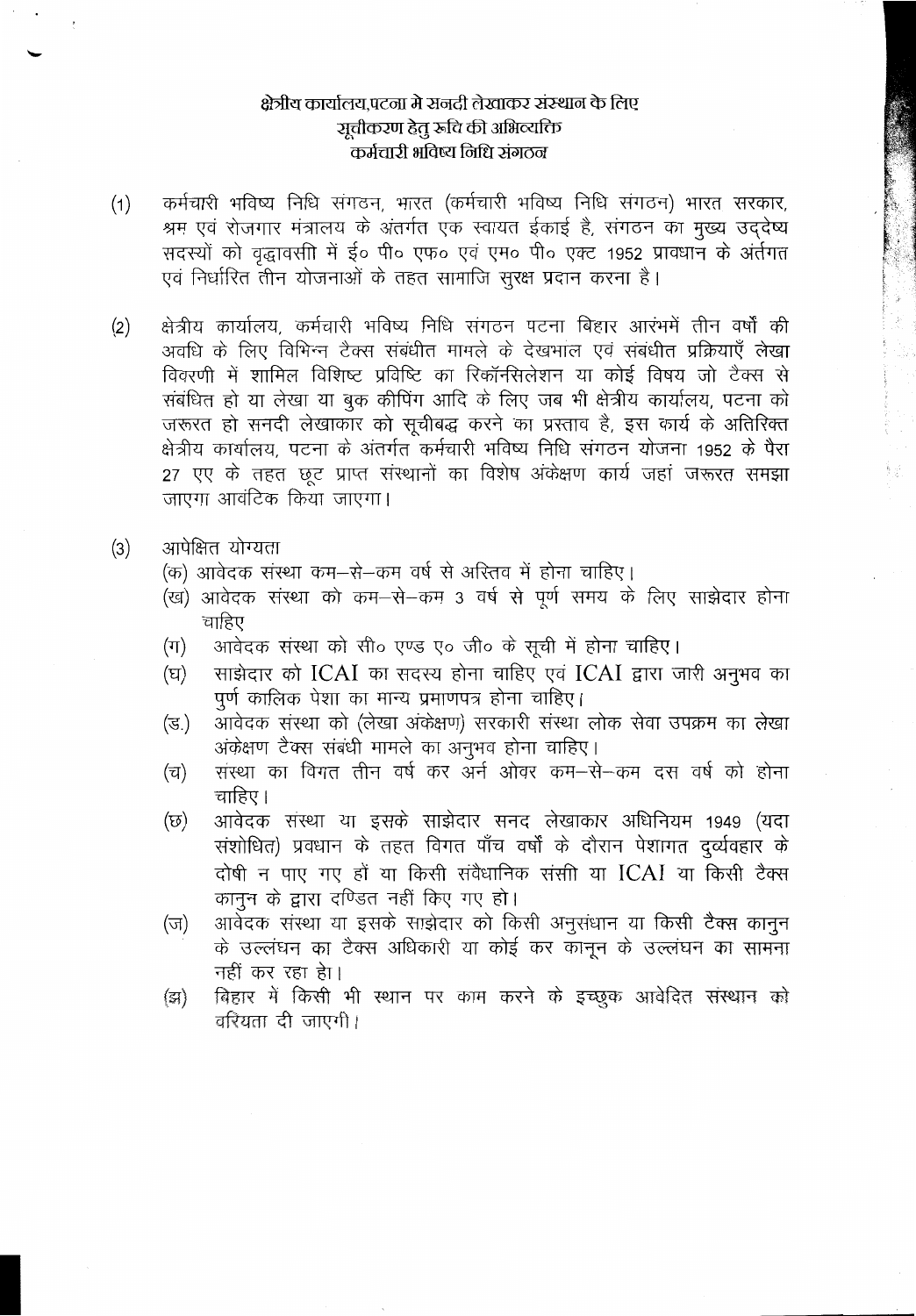# क्षेत्रीय कार्यालय,पटना मे सनदी लेखाकर संस्थान के लिए सूचीकरण हेतु रूचि की अभिव्यक्ति कर्मचारी भविष्य निधि संगठन

(1) कर्मचारी भविष्य निधि संगठन, भारत (कर्मचारी भविष्य निधि संगठन) भारत सरकार, श्रम एवं रोजगार मंत्रालय के अंतर्गत एक स्वायत ईकाई है, संगठन का मुख्य उद्देष्य सदस्यों को वृद्धावसाी में ई० पी० एफ० एवं एम० पी० एक्ट 1952 प्रावधान के अंर्तगत एवं निर्धारित तीन योजनाओं के तहत सामाजि सुरक्ष प्रदान करना है।

(2) क्षेत्रीय कार्यालय, कर्मचारी भविष्य निधि संगठन पटना बिहार आरंभमें तीन वर्षो की अवधि के लिए विभिन्न टैक्स संबंधीत मामले के देखभाल एवं संबंधीत प्रक्रियाएँ लेखा विवरणी में शामिल विशिष्ट प्रविष्टि का रिकॉनसिलेशन या कोई विषय जो टैक्स से संबंधित हो या लेखा या बुक कीपिंग आदि के लिए जब भी क्षेत्रीय कार्यालय, पटना को जरूरत हो सनदी लेखाकार को सूचीबद्ध करने का प्रस्ताव है, इस कार्य के अतिरिक्त क्षेत्रीय कार्यालय, पटना के अंतर्गत कर्मचारी भविष्य निधि संगठन योजना 1952 के पैरा 27 एए के तहत छूट प्राप्त संस्थानों का विशेष अंकेक्षण कार्य जहां जरूरत समझा जाएगा आवंटिक किया जाएगा।

(3) आपेक्षित योग्यता

(क) आवेदक संस्था कम–से–कम वर्ष से अस्तिव में होना चाहिए।

(ख) आवेदक संस्था को कम–से–कम 3 वर्ष से पूर्ण समय के लिए साझेदार होना चाहिए

(ग) आवेदक संस्था को सी० एण्ड ए० जी० के सूची में होना चाहिए।

(घ) साझेदार को ICAI का सदस्य होना चाहिए एवं ICAI द्वारा जारी अनुभव का पुर्ण कालिक पेशा का मान्य प्रमाणपत्र होना चाहिए।

(ड.) आवेदक संस्था को (लेखा अंकेक्षण) सरकारी संस्था लोक सेवा उपक्रम का लेखा अंकेक्षण टैक्स संबंधी मामले का अनुभव होना चाहिए।

(च) संस्था का विगत तीन वर्ष कर अर्न ओवर कम–से–कम दस वर्ष को होना चाहिए।

(छ) आवेदक संस्था या इसके साझेदार सनद लेखाकार अधिनियम 1949 (यदा संशोधित) प्रवधान के तहत विगत पाँच वर्षो के दौरान पेशागत दुर्व्यवहार के दोषी न पाए गए हों या किसी संवैधानिक संसाी या ICAI या किसी टैक्स कानुन के द्वारा दण्डित नहीं किए गए हो।

(ज) आवेदक संस्था या इसके साझेदार को किसी अनुसंधान या किसी टैक्स कानुन के उल्लंघन का टैक्स अधिकारी या कोई कर कानून के उल्लंघन का सामना नहीं कर रहा हे।

(झ) बिहार में किसी भी स्थान पर काम करने के इच्छुक आवेदित संस्थान को वरियता दी जाएगी।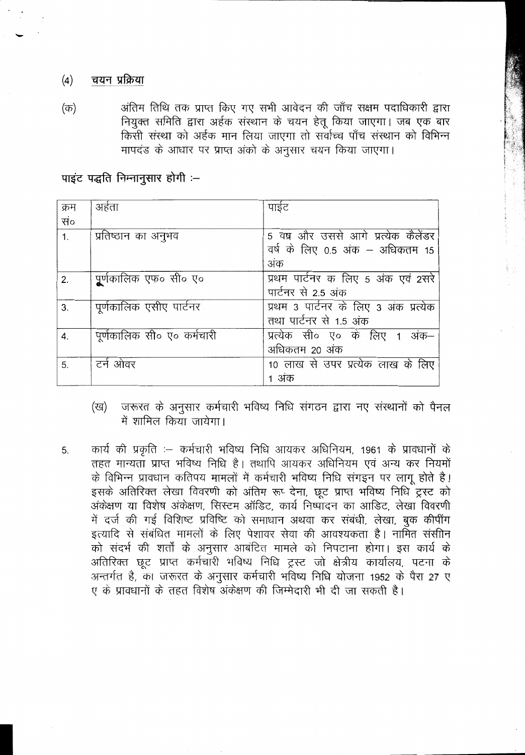(4) **चयन प्रक्रिया**

(क) अंतिम तिथि तक प्राप्त किए गए सभी आवेदन की जाँच सक्षम पदाधिकारी द्वारा नियुक्त समिति द्वारा अर्हक संस्थान के चयन हेतू किया जाएगा। जब एक बार किसी संस्था को अर्हक मान लिया जाएगा तो सर्वोच्च पाँच संस्थान को विभिन्न मापदंड के आधार पर प्राप्त अंको के अनुसार चयन किया जाएगा।

**पाइंट पद्धति निम्नानुसार होगी :–**

| क्रम सं० | अर्हता | पाईट |
|---|---|---|
| 1. | प्रतिष्ठान का अनुभव | 5 वष्र और उससे आगे प्रत्येक कैलेंडर वर्ष के लिए 0.5 अंक – अधिकतम 15 अंक |
| 2. | पूर्णकालिक एफ० सी० ए० | प्रथम पार्टनर क लिए 5 अंक एवं 2सरे पार्टनर से 2.5 अंक |
| 3. | पूर्णकालिक एसीए पार्टनर | प्रथम 3 पार्टनर के लिए 3 अंक प्रत्येक तथा पार्टनर से 1.5 अंक |
| 4. | पूर्णकालिक सी० ए० कर्मचारी | प्रत्येक सी० ए० के लिए 1 अंक– अधिकतम 20 अंक |
| 5. | टर्न ओवर | 10 लाख से उपर प्रत्येक लाख के लिए 1 अंक |

(ख) जरूरत के अनुसार कर्मचारी भविष्य निधि संगठन द्वारा नए संस्थानों को पैनल में शामिल किया जायेगा।

5. कार्य की प्रकृति :– कर्मचारी भविष्य निधि आयकर अधिनियम, 1961 के प्रावधानों के तहत मान्यता प्राप्त भविष्य निधि है। तथापि आयकर अधिनियम एवं अन्य कर नियमों के विभिन्न प्रावधान कतिपय मामलों में कर्मचारी भविष्य निधि संगइन पर लागू होते है। इसके अतिरिक्त लेखा विवरणी को अंतिम रूप देना, छूट प्राप्त भविष्य निधि ट्रस्ट को अंकेक्षण या विशेष अंकेक्षण, सिस्टम ऑडिट, कार्य निष्पादन का आडिट, लेखा विवरणी में दर्ज की गई विशिष्ट प्रविष्टि को समाधान अथवा कर संबंधी, लेखा, बुक कीपींग इत्यादि से संबंधित मामलों के लिए पेशावर सेवा की आवश्यकता है। नामित संसीन को संदर्भ की शर्तों के अनुसार आबंटित मामले को निपटाना होगा। इस कार्य के अतिरिक्त छूट प्राप्त कर्मचारी भविष्य निधि ट्रस्ट जो क्षेत्रीय कार्यालय, पटना के अन्तर्गत है, का जरूरत के अनुसार कर्मचारी भविष्य निधि योजना 1952 के पैरा 27 ए ए के प्रावधानों के तहत विशेष अंकेक्षण की जिम्मेदारी भी दी जा सकती है।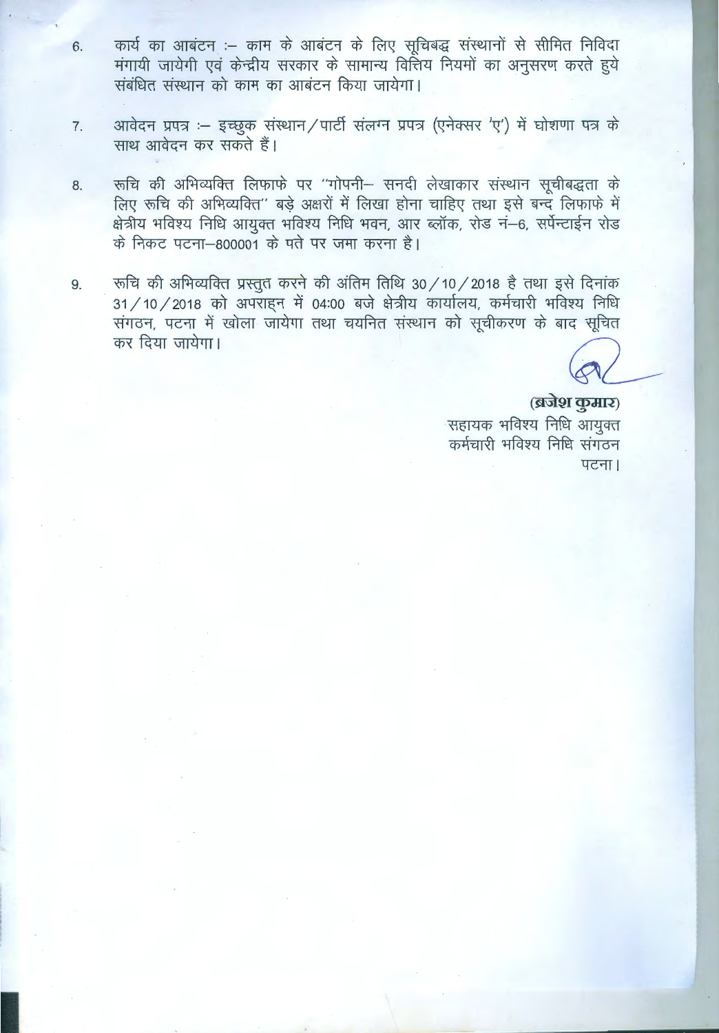6. कार्य का आबंटन :– काम के आबंटन के लिए सूचिबद्ध संस्थानों से सीमित निविदा मंगायी जायेगी एवं केन्द्रीय सरकार के सामान्य वित्तिय नियमों का अनुसरण करते हुये संबंधित संस्थान को काम का आबंटन किया जायेगा।

7. आवेदन प्रपत्र :– इच्छुक संस्थान/पार्टी संलग्न प्रपत्र (एनेक्सर 'ए') में घोशणा पत्र के साथ आवेदन कर सकते हैं।

8. रूचि की अभिव्यक्ति लिफाफे पर "गोपनी– सनदी लेखाकार संस्थान सूचीबद्धता के लिए रूचि की अभिव्यक्ति" बड़े अक्षरों में लिखा होना चाहिए तथा इसे बन्द लिफाफे में क्षेत्रीय भविश्य निधि आयुक्त भविश्य निधि भवन, आर ब्लॉक, रोड नं–6, सर्पेन्टाईन रोड के निकट पटना–800001 के पते पर जमा करना है।

9. रूचि की अभिव्यक्ति प्रस्तुत करने की अंतिम तिथि 30/10/2018 है तथा इसे दिनांक 31/10/2018 को अपराह्न में 04:00 बजे क्षेत्रीय कार्यालय, कर्मचारी भविश्य निधि संगठन, पटना में खोला जायेगा तथा चयनित संस्थान को सूचीकरण के बाद सूचित कर दिया जायेगा।

**(ब्रजेश कुमार)**
सहायक भविश्य निधि आयुक्त
कर्मचारी भविश्य निधि संगठन
पटना।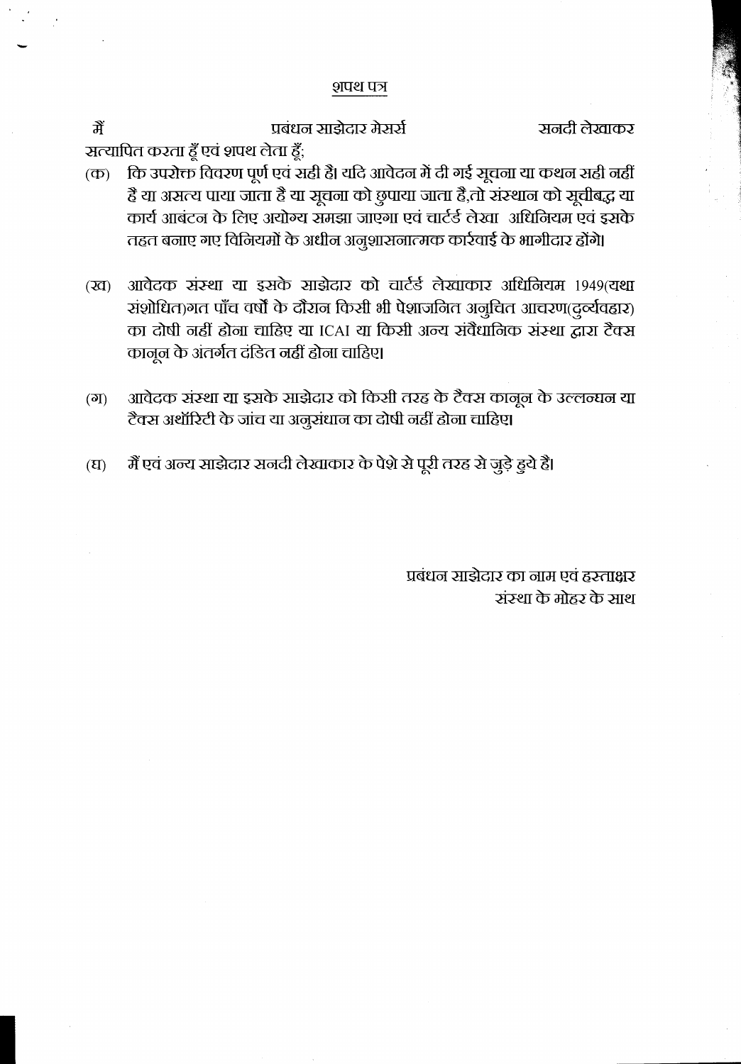<u>शपथ पत्र</u>

मैं प्रबंधन साझेदार मेसर्स सनदी लेखाकर सत्यापित करता हूँ एवं शपथ लेता हूँ;

(क) कि उपरोक्त विवरण पूर्ण एवं सही है। यदि आवेदन में दी गई सूचना या कथन सही नहीं है या असत्य पाया जाता है या सूचना को छुपाया जाता है,तो संस्थान को सूचीबद्ध या कार्य आबंटन के लिए अयोग्य समझा जाएगा एवं चार्टर्ड लेखा अधिनियम एवं इसके तहत बनाए गए विनियमों के अधीन अनुशासनात्मक कार्रवाई के भागीदार होंगे।

(ख) आवेदक संस्था या इसके साझेदार को चार्टर्ड लेखाकार अधिनियम 1949(यथा संशोधित)गत पाँच वर्षों के दौरान किसी भी पेशाजनित अनुचित आचरण(दुर्व्यवहार) का दोषी नहीं होना चाहिए या ICAI या किसी अन्य संवैधानिक संस्था द्वारा टैक्स कानून के अंतर्गत दंडित नहीं होना चाहिए।

(ग) आवेदक संस्था या इसके साझेदार को किसी तरह के टैक्स कानून के उल्लन्घन या टैक्स अथॉरिटी के जांच या अनुसंधान का दोषी नहीं होना चाहिए।

(घ) मैं एवं अन्य साझेदार सनदी लेखाकार के पेशे से पूरी तरह से जुड़े हुये है।

प्रबंधन साझेदार का नाम एवं हस्ताक्षर
संस्था के मोहर के साथ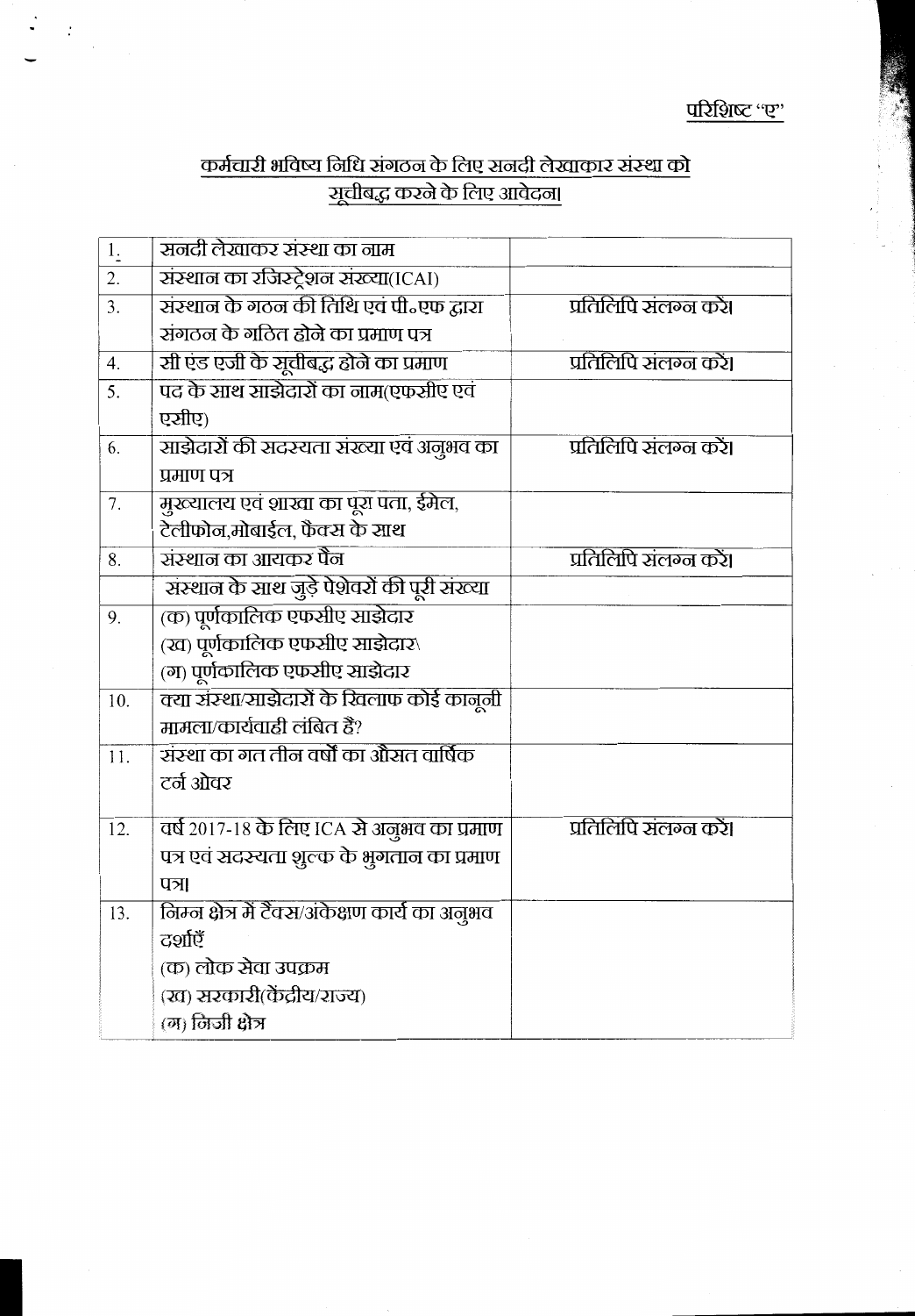परिशिष्ट "ए"

## कर्मचारी भविष्य निधि संगठन के लिए सनदी लेखाकार संस्था को सूचीबद्ध करने के लिए आवेदन।

| | | |
|---|---|---|
| 1. | सनदी लेखाकर संस्था का नाम | |
| 2. | संस्थान का रजिस्ट्रेशन संख्या(ICAI) | |
| 3. | संस्थान के गठन की तिथि एवं पी०एफ द्वारा संगठन के गठित होने का प्रमाण पत्र | प्रतिलिपि संलग्न करें। |
| 4. | सी एंड एजी के सूचीबद्ध होने का प्रमाण | प्रतिलिपि संलग्न करें। |
| 5. | पद के साथ साझेदारों का नाम(एफसीए एवं एसीए) | |
| 6. | साझेदारों की सदस्यता संख्या एवं अनुभव का प्रमाण पत्र | प्रतिलिपि संलग्न करें। |
| 7. | मुख्यालय एवं शाखा का पूरा पता, ईमेल, टेलीफोन,मोबाईल, फैक्स के साथ | |
| 8. | संस्थान का आयकर पैन | प्रतिलिपि संलग्न करें। |
| | संस्थान के साथ जुड़े पेशेवरों की पूरी संख्या | |
| 9. | (क) पूर्णकालिक एफसीए साझेदार<br>(ख) पूर्णकालिक एफसीए साझेदार\<br>(ग) पूर्णकालिक एफसीए साझेदार | |
| 10. | क्या संस्था/साझेदारों के खिलाफ कोई कानूनी मामला/कार्यवाही लंबित हैं? | |
| 11. | संस्था का गत तीन वर्षों का औसत वार्षिक टर्न ओवर | |
| 12. | वर्ष 2017-18 के लिए ICA से अनुभव का प्रमाण पत्र एवं सदस्यता शुल्क के भुगतान का प्रमाण पत्र। | प्रतिलिपि संलग्न करें। |
| 13. | निम्न क्षेत्र में टैक्स/अंकेक्षण कार्य का अनुभव दर्शाएँ<br>(क) लोक सेवा उपक्रम<br>(ख) सरकारी(केंद्रीय/राज्य)<br>(ग) निजी क्षेत्र | |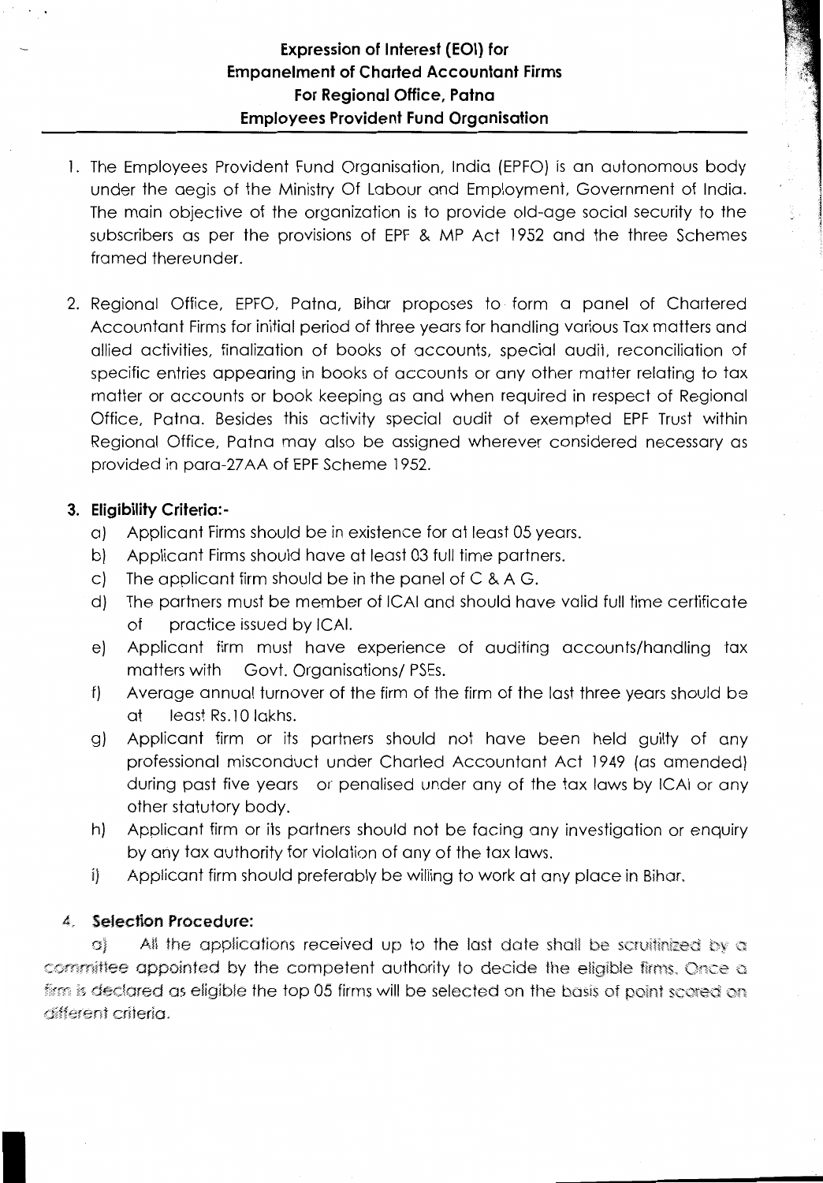## Expression of Interest (EOI) for Empanelment of Charted Accountant Firms For Regional Office, Patna Employees Provident Fund Organisation

1. The Employees Provident Fund Organisation, India (EPFO) is an autonomous body under the aegis of the Ministry Of Labour and Employment, Government of India. The main objective of the organization is to provide old-age social security to the subscribers as per the provisions of EPF & MP Act 1952 and the three Schemes framed thereunder.

2. Regional Office, EPFO, Patna, Bihar proposes to form a panel of Chartered Accountant Firms for initial period of three years for handling various Tax matters and allied activities, finalization of books of accounts, special audit, reconciliation of specific entries appearing in books of accounts or any other matter relating to tax matter or accounts or book keeping as and when required in respect of Regional Office, Patna. Besides this activity special audit of exempted EPF Trust within Regional Office, Patna may also be assigned wherever considered necessary as provided in para-27AA of EPF Scheme 1952.

3. **Eligibility Criteria:-**
   a) Applicant Firms should be in existence for at least 05 years.
   b) Applicant Firms should have at least 03 full time partners.
   c) The applicant firm should be in the panel of C & A G.
   d) The partners must be member of ICAI and should have valid full time certificate of practice issued by ICAI.
   e) Applicant firm must have experience of auditing accounts/handling tax matters with Govt. Organisations/ PSEs.
   f) Average annual turnover of the firm of the firm of the last three years should be at least Rs.10 lakhs.
   g) Applicant firm or its partners should not have been held guilty of any professional misconduct under Charted Accountant Act 1949 (as amended) during past five years or penalised under any of the tax laws by ICAI or any other statutory body.
   h) Applicant firm or its partners should not be facing any investigation or enquiry by any tax authority for violation of any of the tax laws.
   i) Applicant firm should preferably be willing to work at any place in Bihar.

4. **Selection Procedure:**
   a) All the applications received up to the last date shall be scrutinized by a committee appointed by the competent authority to decide the eligible firms. Once a firm is declared as eligible the top 05 firms will be selected on the basis of point scored on different criteria.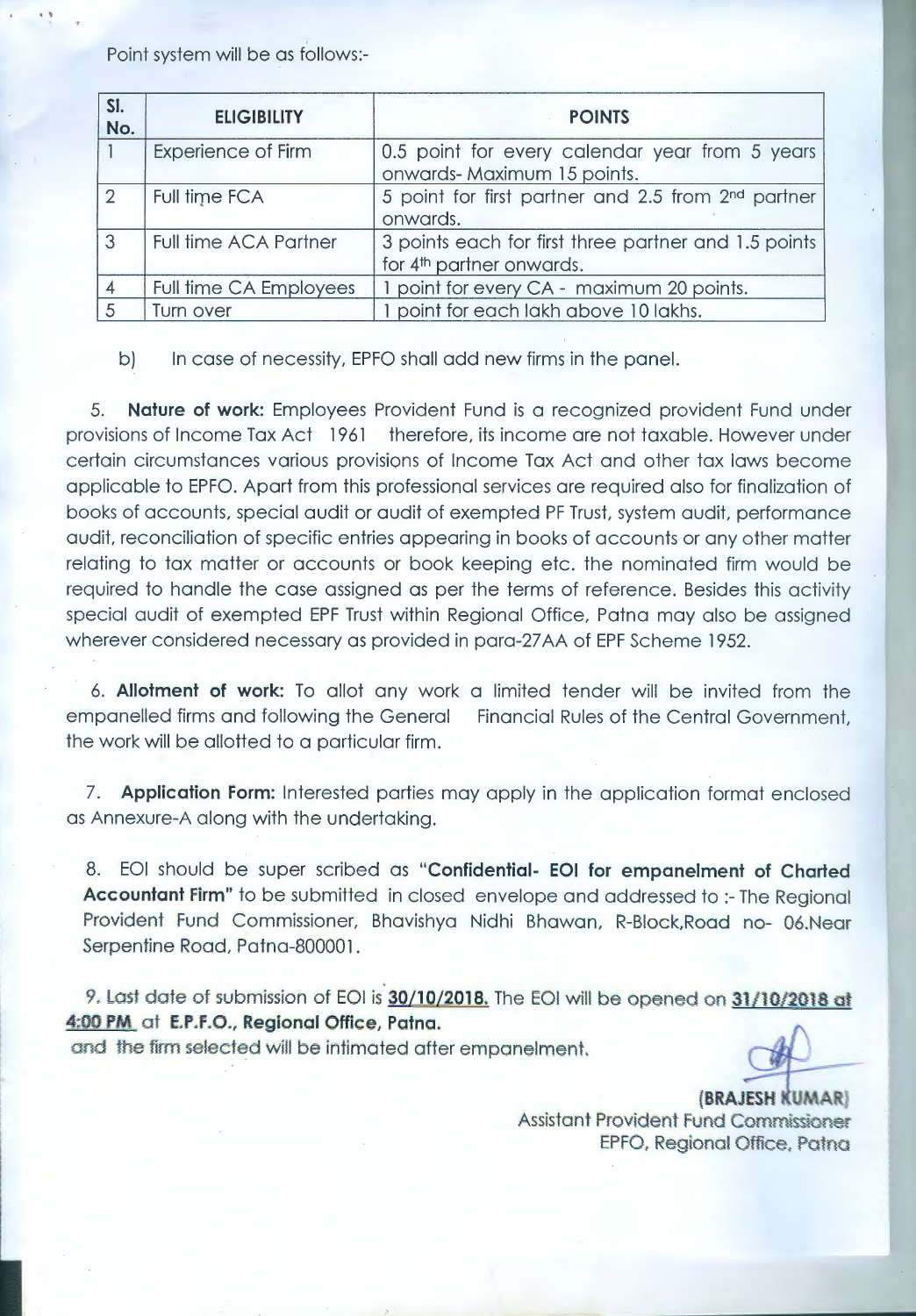Point system will be as follows:-

| Sl. No. | ELIGIBILITY | POINTS |
|---|---|---|
| 1 | Experience of Firm | 0.5 point for every calendar year from 5 years onwards- Maximum 15 points. |
| 2 | Full time FCA | 5 point for first partner and 2.5 from 2nd partner onwards. |
| 3 | Full time ACA Partner | 3 points each for first three partner and 1.5 points for 4th partner onwards. |
| 4 | Full time CA Employees | 1 point for every CA - maximum 20 points. |
| 5 | Turn over | 1 point for each lakh above 10 lakhs. |

b) In case of necessity, EPFO shall add new firms in the panel.

5. **Nature of work:** Employees Provident Fund is a recognized provident Fund under provisions of Income Tax Act 1961 therefore, its income are not taxable. However under certain circumstances various provisions of Income Tax Act and other tax laws become applicable to EPFO. Apart from this professional services are required also for finalization of books of accounts, special audit or audit of exempted PF Trust, system audit, performance audit, reconciliation of specific entries appearing in books of accounts or any other matter relating to tax matter or accounts or book keeping etc. the nominated firm would be required to handle the case assigned as per the terms of reference. Besides this activity special audit of exempted EPF Trust within Regional Office, Patna may also be assigned wherever considered necessary as provided in para-27AA of EPF Scheme 1952.

6. **Allotment of work:** To allot any work a limited tender will be invited from the empanelled firms and following the General Financial Rules of the Central Government, the work will be allotted to a particular firm.

7. **Application Form:** Interested parties may apply in the application format enclosed as Annexure-A along with the undertaking.

8. EOI should be super scribed as "**Confidential- EOI for empanelment of Charted Accountant Firm**" to be submitted in closed envelope and addressed to :- The Regional Provident Fund Commissioner, Bhavishya Nidhi Bhawan, R-Block,Road no- 06.Near Serpentine Road, Patna-800001.

9. Last date of submission of EOI is **30/10/2018.** The EOI will be opened on **31/10/2018 at 4:00 PM** at **E.P.F.O., Regional Office, Patna.** and the firm selected will be intimated after empanelment.

**(BRAJESH KUMAR)**
Assistant Provident Fund Commissioner
EPFO, Regional Office, Patna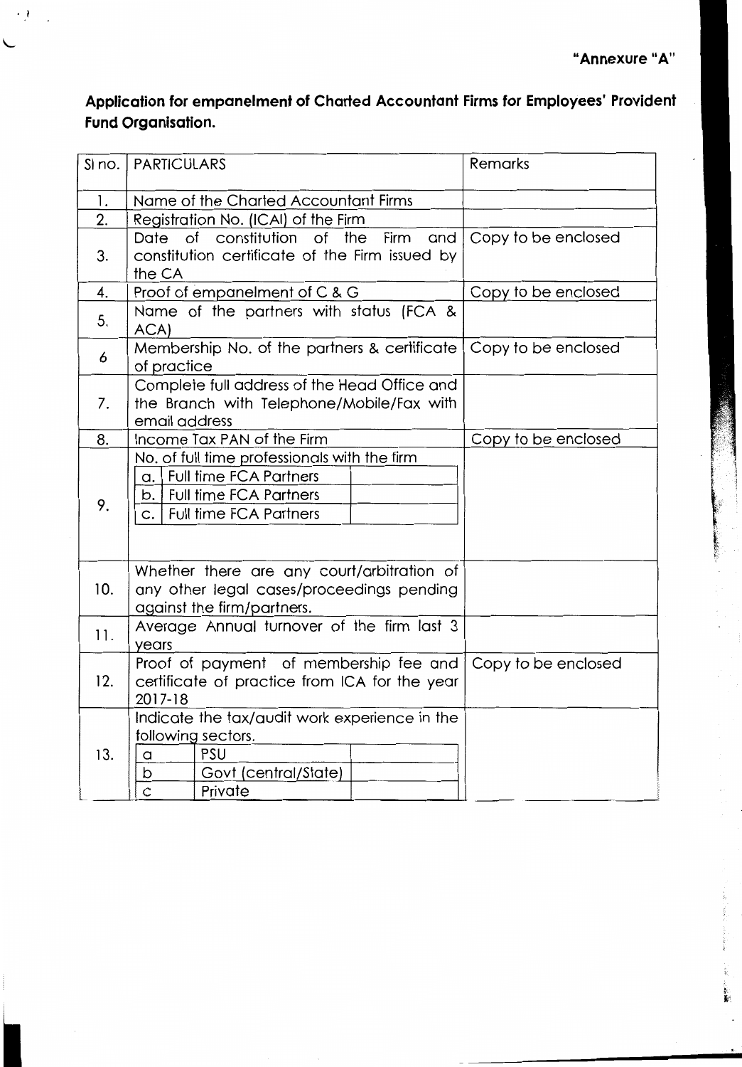**"Annexure "A"**

**Application for empanelment of Charted Accountant Firms for Employees' Provident Fund Organisation.**

| Sl no. | PARTICULARS | Remarks |
|---|---|---|
| 1. | Name of the Charted Accountant Firms | |
| 2. | Registration No. (ICAI) of the Firm | |
| 3. | Date of constitution of the Firm and constitution certificate of the Firm issued by the CA | Copy to be enclosed |
| 4. | Proof of empanelment of C & G | Copy to be enclosed |
| 5. | Name of the partners with status (FCA & ACA) | |
| 6 | Membership No. of the partners & certificate of practice | Copy to be enclosed |
| 7. | Complete full address of the Head Office and the Branch with Telephone/Mobile/Fax with email address | |
| 8. | Income Tax PAN of the Firm | Copy to be enclosed |
| 9. | No. of full time professionals with the firm<br>a. Full time FCA Partners<br>b. Full time FCA Partners<br>c. Full time FCA Partners | |
| 10. | Whether there are any court/arbitration of any other legal cases/proceedings pending against the firm/partners. | |
| 11. | Average Annual turnover of the firm last 3 years | |
| 12. | Proof of payment of membership fee and certificate of practice from ICA for the year 2017-18 | Copy to be enclosed |
| 13. | Indicate the tax/audit work experience in the following sectors.<br>a PSU<br>b Govt (central/State)<br>c Private | |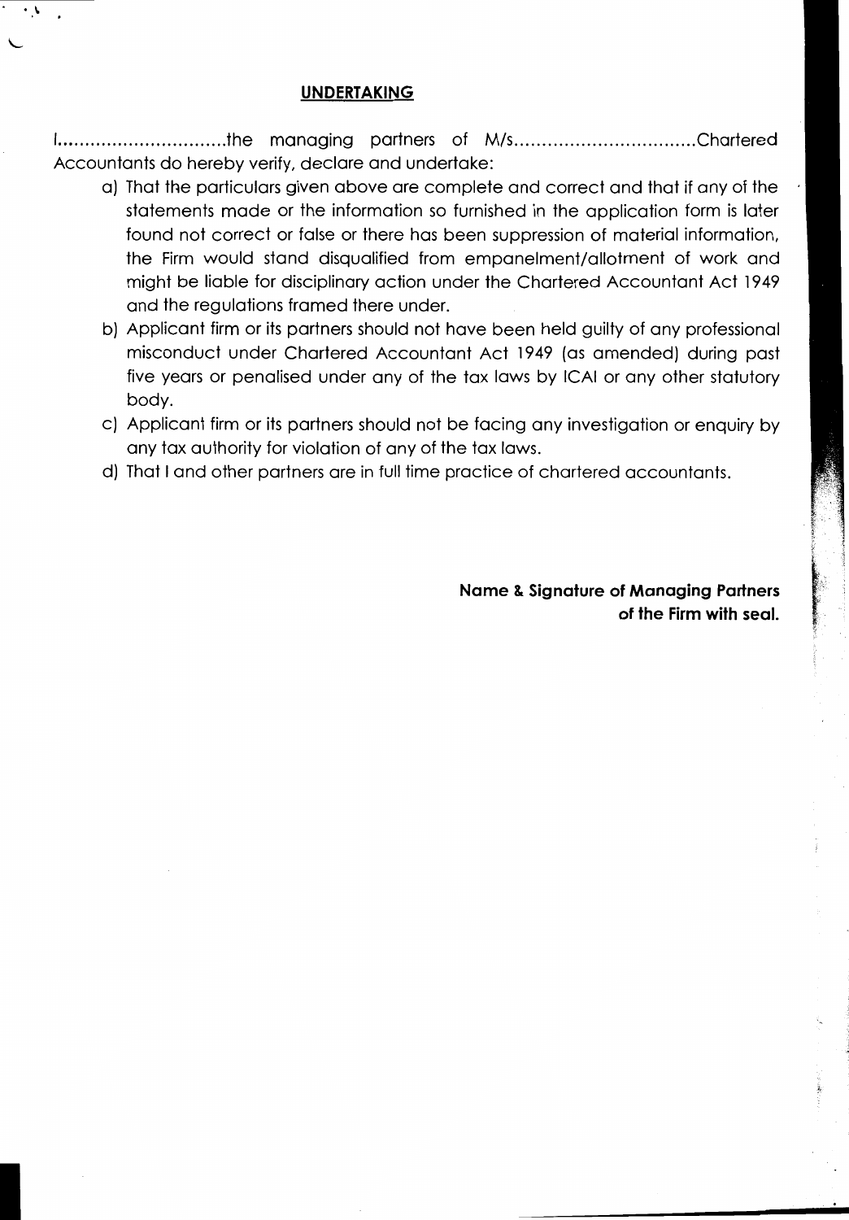## UNDERTAKING

I..............................the managing partners of M/s................................Chartered Accountants do hereby verify, declare and undertake:

a) That the particulars given above are complete and correct and that if any of the statements made or the information so furnished in the application form is later found not correct or false or there has been suppression of material information, the Firm would stand disqualified from empanelment/allotment of work and might be liable for disciplinary action under the Chartered Accountant Act 1949 and the regulations framed there under.

b) Applicant firm or its partners should not have been held guilty of any professional misconduct under Chartered Accountant Act 1949 (as amended) during past five years or penalised under any of the tax laws by ICAI or any other statutory body.

c) Applicant firm or its partners should not be facing any investigation or enquiry by any tax authority for violation of any of the tax laws.

d) That I and other partners are in full time practice of chartered accountants.

**Name & Signature of Managing Partners of the Firm with seal.**